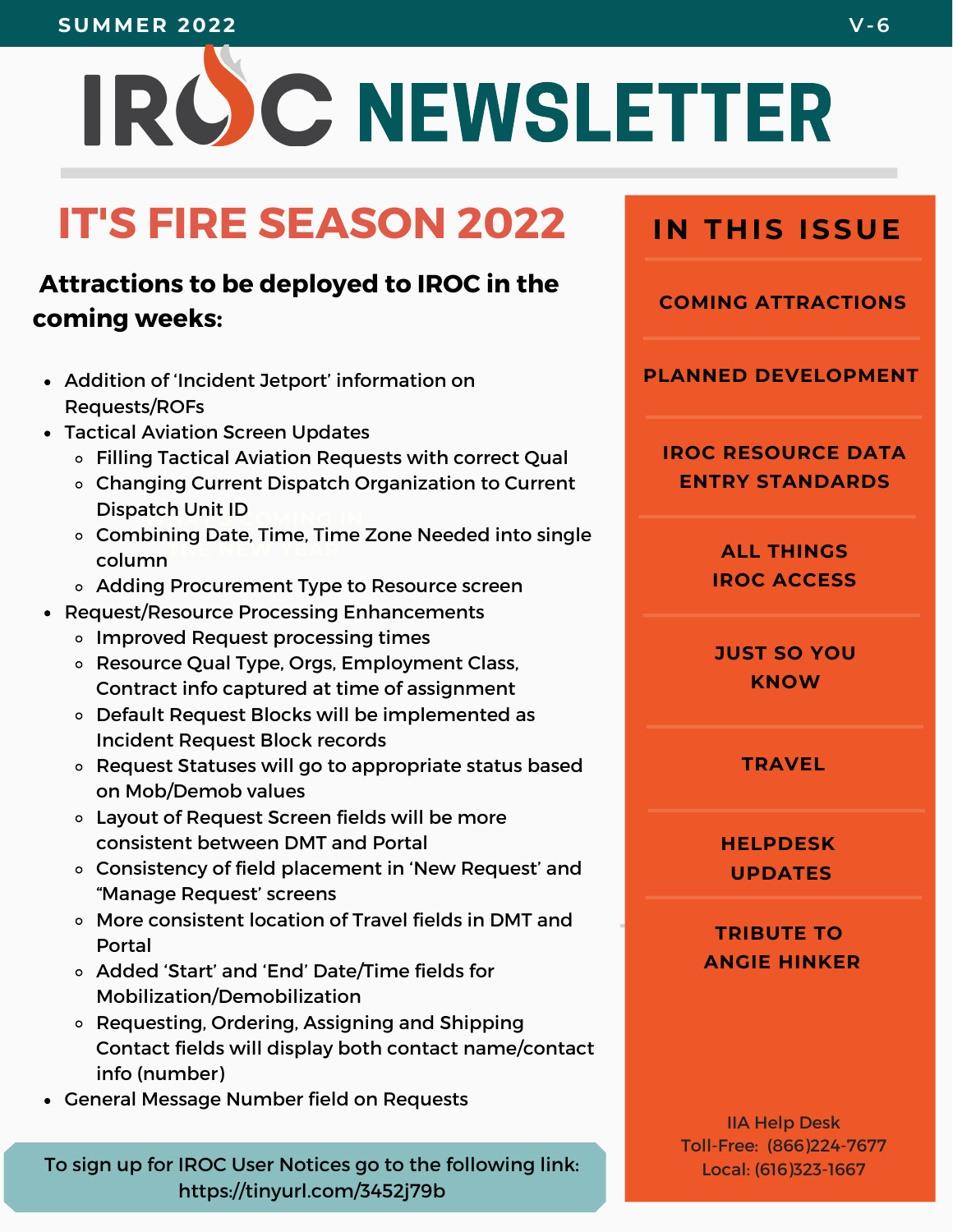SUMMER 2022 V-6

# IROC NEWSLETTER

## IT'S FIRE SEASON 2022

**Attractions to be deployed to IROC in the coming weeks:**

- Addition of 'Incident Jetport' information on Requests/ROFs
- Tactical Aviation Screen Updates
  - Filling Tactical Aviation Requests with correct Qual
  - Changing Current Dispatch Organization to Current Dispatch Unit ID
  - Combining Date, Time, Time Zone Needed into single column
  - Adding Procurement Type to Resource screen
- Request/Resource Processing Enhancements
  - Improved Request processing times
  - Resource Qual Type, Orgs, Employment Class, Contract info captured at time of assignment
  - Default Request Blocks will be implemented as Incident Request Block records
  - Request Statuses will go to appropriate status based on Mob/Demob values
  - Layout of Request Screen fields will be more consistent between DMT and Portal
  - Consistency of field placement in 'New Request' and "Manage Request' screens
  - More consistent location of Travel fields in DMT and Portal
  - Added 'Start' and 'End' Date/Time fields for Mobilization/Demobilization
  - Requesting, Ordering, Assigning and Shipping Contact fields will display both contact name/contact info (number)
- General Message Number field on Requests

To sign up for IROC User Notices go to the following link: https://tinyurl.com/3452j79b

## IN THIS ISSUE

- COMING ATTRACTIONS
- PLANNED DEVELOPMENT
- IROC RESOURCE DATA ENTRY STANDARDS
- ALL THINGS IROC ACCESS
- JUST SO YOU KNOW
- TRAVEL
- HELPDESK UPDATES
- TRIBUTE TO ANGIE HINKER

IIA Help Desk
Toll-Free: (866)224-7677
Local: (616)323-1667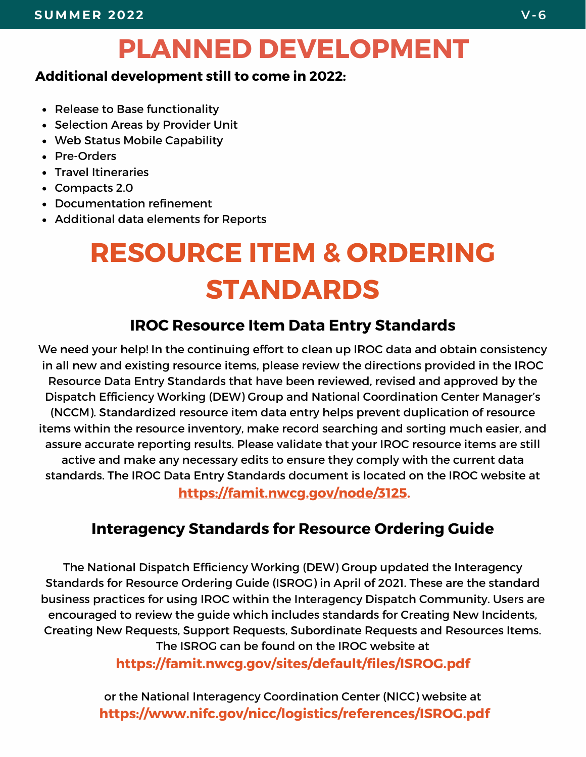# PLANNED DEVELOPMENT

**Additional development still to come in 2022:**

- Release to Base functionality
- Selection Areas by Provider Unit
- Web Status Mobile Capability
- Pre-Orders
- Travel Itineraries
- Compacts 2.0
- Documentation refinement
- Additional data elements for Reports

# RESOURCE ITEM & ORDERING STANDARDS

## IROC Resource Item Data Entry Standards

We need your help! In the continuing effort to clean up IROC data and obtain consistency in all new and existing resource items, please review the directions provided in the IROC Resource Data Entry Standards that have been reviewed, revised and approved by the Dispatch Efficiency Working (DEW) Group and National Coordination Center Manager's (NCCM). Standardized resource item data entry helps prevent duplication of resource items within the resource inventory, make record searching and sorting much easier, and assure accurate reporting results. Please validate that your IROC resource items are still active and make any necessary edits to ensure they comply with the current data standards. The IROC Data Entry Standards document is located on the IROC website at **https://famit.nwcg.gov/node/3125.**

## Interagency Standards for Resource Ordering Guide

The National Dispatch Efficiency Working (DEW) Group updated the Interagency Standards for Resource Ordering Guide (ISROG) in April of 2021. These are the standard business practices for using IROC within the Interagency Dispatch Community. Users are encouraged to review the guide which includes standards for Creating New Incidents, Creating New Requests, Support Requests, Subordinate Requests and Resources Items. The ISROG can be found on the IROC website at

**https://famit.nwcg.gov/sites/default/files/ISROG.pdf**

or the National Interagency Coordination Center (NICC) website at

**https://www.nifc.gov/nicc/logistics/references/ISROG.pdf**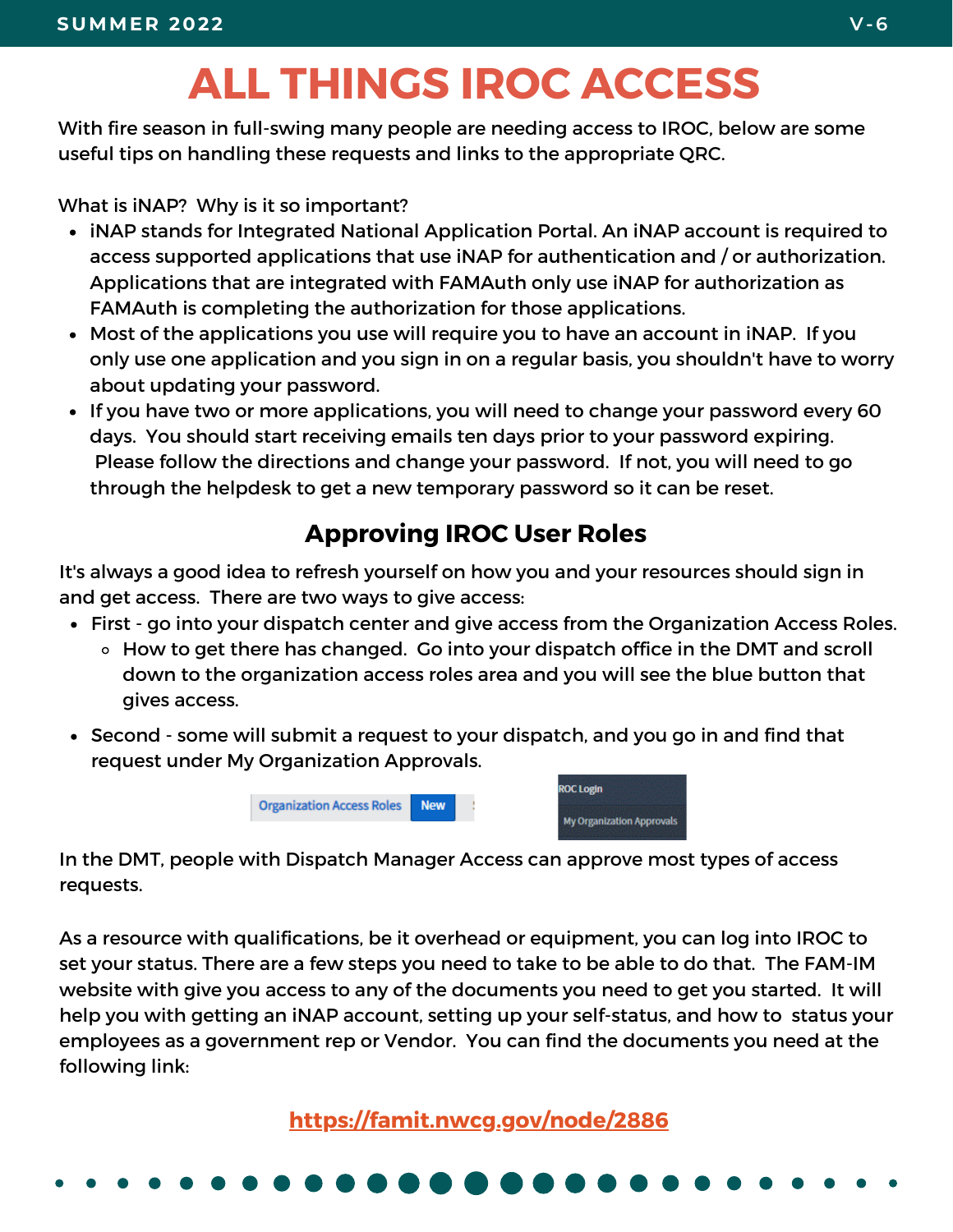# ALL THINGS IROC ACCESS

With fire season in full-swing many people are needing access to IROC, below are some useful tips on handling these requests and links to the appropriate QRC.

What is iNAP? Why is it so important?

- iNAP stands for Integrated National Application Portal. An iNAP account is required to access supported applications that use iNAP for authentication and / or authorization. Applications that are integrated with FAMAuth only use iNAP for authorization as FAMAuth is completing the authorization for those applications.
- Most of the applications you use will require you to have an account in iNAP. If you only use one application and you sign in on a regular basis, you shouldn't have to worry about updating your password.
- If you have two or more applications, you will need to change your password every 60 days. You should start receiving emails ten days prior to your password expiring. Please follow the directions and change your password. If not, you will need to go through the helpdesk to get a new temporary password so it can be reset.

## Approving IROC User Roles

It's always a good idea to refresh yourself on how you and your resources should sign in and get access. There are two ways to give access:

- First - go into your dispatch center and give access from the Organization Access Roles.
  - How to get there has changed. Go into your dispatch office in the DMT and scroll down to the organization access roles area and you will see the blue button that gives access.
- Second - some will submit a request to your dispatch, and you go in and find that request under My Organization Approvals.

Organization Access Roles | New

ROC Login
My Organization Approvals

In the DMT, people with Dispatch Manager Access can approve most types of access requests.

As a resource with qualifications, be it overhead or equipment, you can log into IROC to set your status. There are a few steps you need to take to be able to do that. The FAM-IM website with give you access to any of the documents you need to get you started. It will help you with getting an iNAP account, setting up your self-status, and how to status your employees as a government rep or Vendor. You can find the documents you need at the following link:

https://famit.nwcg.gov/node/2886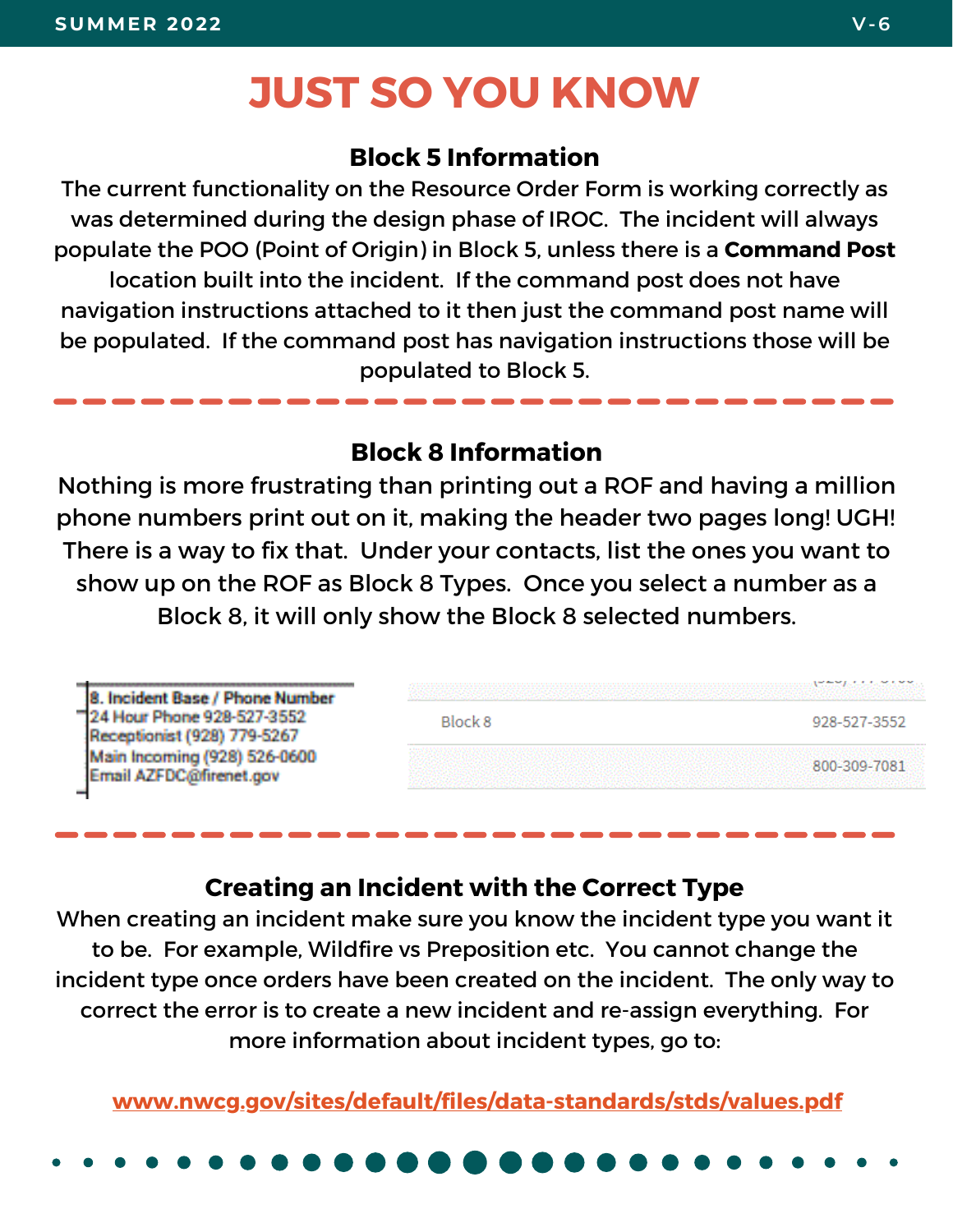# JUST SO YOU KNOW

## Block 5 Information

The current functionality on the Resource Order Form is working correctly as was determined during the design phase of IROC. The incident will always populate the POO (Point of Origin) in Block 5, unless there is a **Command Post** location built into the incident. If the command post does not have navigation instructions attached to it then just the command post name will be populated. If the command post has navigation instructions those will be populated to Block 5.

## Block 8 Information

Nothing is more frustrating than printing out a ROF and having a million phone numbers print out on it, making the header two pages long! UGH! There is a way to fix that. Under your contacts, list the ones you want to show up on the ROF as Block 8 Types. Once you select a number as a Block 8, it will only show the Block 8 selected numbers.

8. Incident Base / Phone Number
24 Hour Phone 928-527-3552
Receptionist (928) 779-5267
Main Incoming (928) 526-0600
Email AZFDC@firenet.gov

| | |
|---|---|
| Block 8 | 928-527-3552 |
| | 800-309-7081 |

## Creating an Incident with the Correct Type

When creating an incident make sure you know the incident type you want it to be. For example, Wildfire vs Preposition etc. You cannot change the incident type once orders have been created on the incident. The only way to correct the error is to create a new incident and re-assign everything. For more information about incident types, go to:

www.nwcg.gov/sites/default/files/data-standards/stds/values.pdf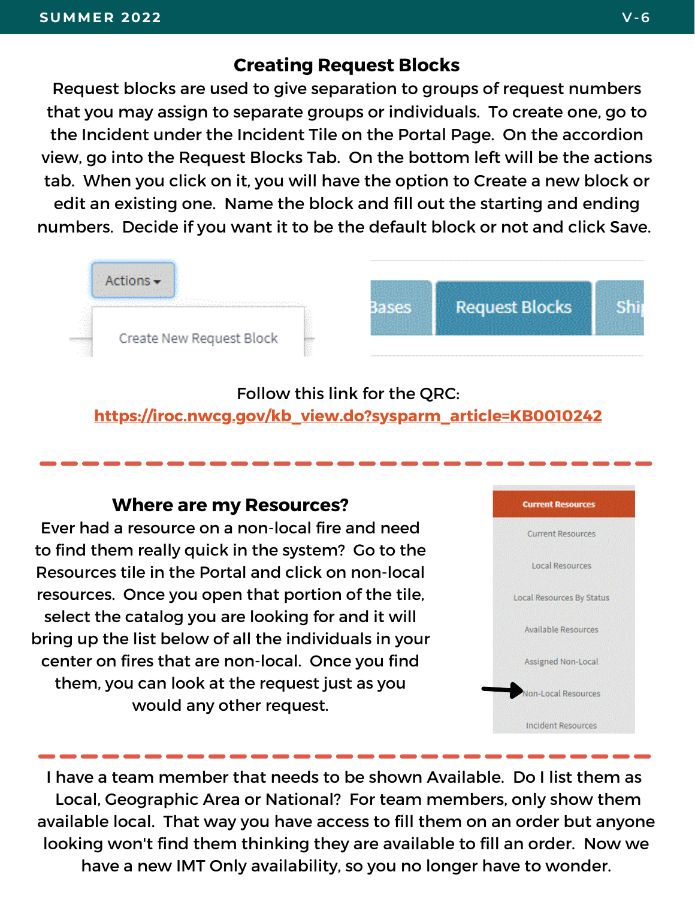## Creating Request Blocks

Request blocks are used to give separation to groups of request numbers that you may assign to separate groups or individuals. To create one, go to the Incident under the Incident Tile on the Portal Page. On the accordion view, go into the Request Blocks Tab. On the bottom left will be the actions tab. When you click on it, you will have the option to Create a new block or edit an existing one. Name the block and fill out the starting and ending numbers. Decide if you want it to be the default block or not and click Save.

Follow this link for the QRC:
https://iroc.nwcg.gov/kb_view.do?sysparm_article=KB0010242

---

## Where are my Resources?

Ever had a resource on a non-local fire and need to find them really quick in the system? Go to the Resources tile in the Portal and click on non-local resources. Once you open that portion of the tile, select the catalog you are looking for and it will bring up the list below of all the individuals in your center on fires that are non-local. Once you find them, you can look at the request just as you would any other request.

---

I have a team member that needs to be shown Available. Do I list them as Local, Geographic Area or National? For team members, only show them available local. That way you have access to fill them on an order but anyone looking won't find them thinking they are available to fill an order. Now we have a new IMT Only availability, so you no longer have to wonder.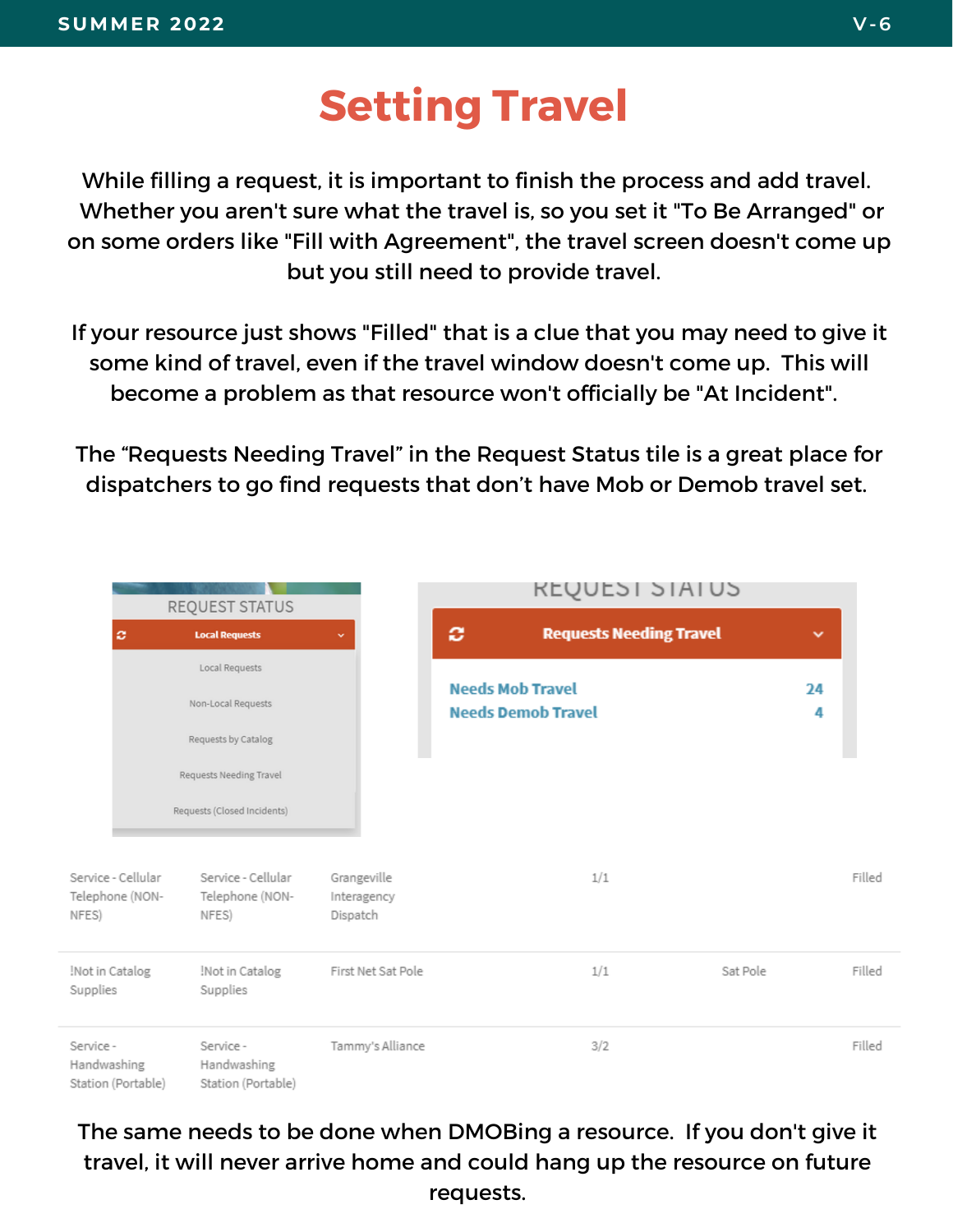# Setting Travel

While filling a request, it is important to finish the process and add travel. Whether you aren't sure what the travel is, so you set it "To Be Arranged" or on some orders like "Fill with Agreement", the travel screen doesn't come up but you still need to provide travel.

If your resource just shows "Filled" that is a clue that you may need to give it some kind of travel, even if the travel window doesn't come up. This will become a problem as that resource won't officially be "At Incident".

The “Requests Needing Travel” in the Request Status tile is a great place for dispatchers to go find requests that don’t have Mob or Demob travel set.

REQUEST STATUS

Local Requests

- Local Requests
- Non-Local Requests
- Requests by Catalog
- Requests Needing Travel
- Requests (Closed Incidents)

REQUEST STATUS

Requests Needing Travel

| | |
|---|---|
| Needs Mob Travel | 24 |
| Needs Demob Travel | 4 |

| | | | | | |
|---|---|---|---|---|---|
| Service - Cellular Telephone (NON-NFES) | Service - Cellular Telephone (NON-NFES) | Grangeville Interagency Dispatch | 1/1 | | Filled |
| !Not in Catalog Supplies | !Not in Catalog Supplies | First Net Sat Pole | 1/1 | Sat Pole | Filled |
| Service - Handwashing Station (Portable) | Service - Handwashing Station (Portable) | Tammy's Alliance | 3/2 | | Filled |

The same needs to be done when DMOBing a resource. If you don't give it travel, it will never arrive home and could hang up the resource on future requests.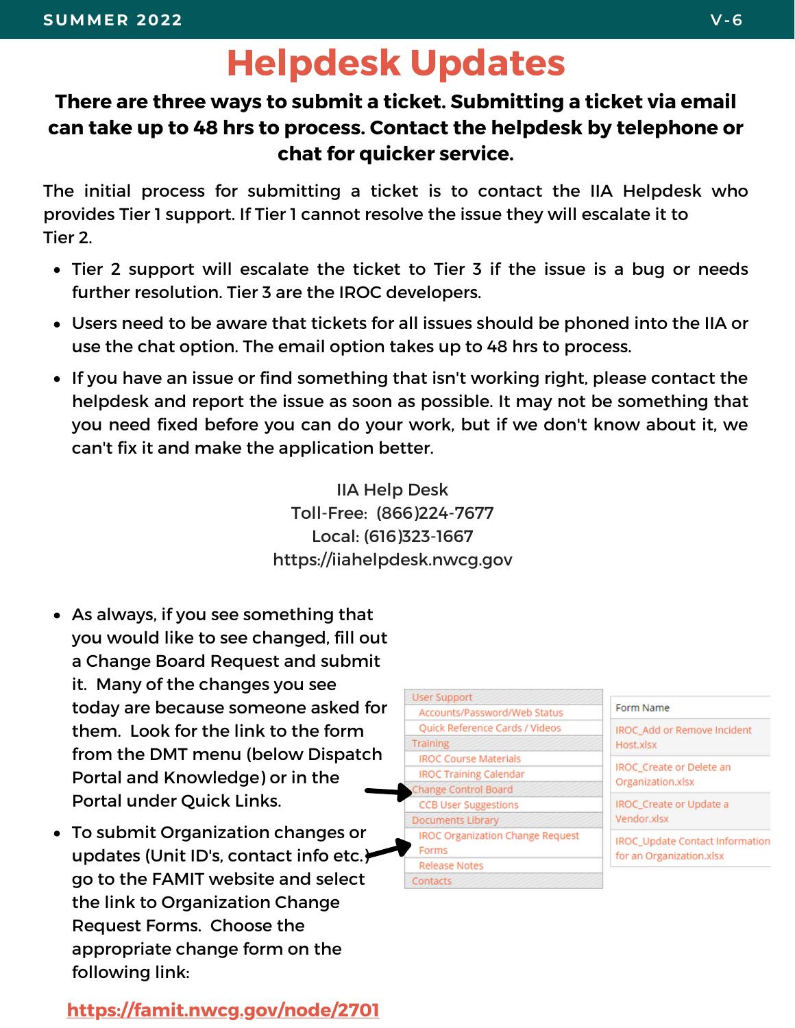# Helpdesk Updates

**There are three ways to submit a ticket. Submitting a ticket via email can take up to 48 hrs to process. Contact the helpdesk by telephone or chat for quicker service.**

The initial process for submitting a ticket is to contact the IIA Helpdesk who provides Tier 1 support. If Tier 1 cannot resolve the issue they will escalate it to Tier 2.

- Tier 2 support will escalate the ticket to Tier 3 if the issue is a bug or needs further resolution. Tier 3 are the IROC developers.
- Users need to be aware that tickets for all issues should be phoned into the IIA or use the chat option. The email option takes up to 48 hrs to process.
- If you have an issue or find something that isn't working right, please contact the helpdesk and report the issue as soon as possible. It may not be something that you need fixed before you can do your work, but if we don't know about it, we can't fix it and make the application better.

IIA Help Desk
Toll-Free: (866)224-7677
Local: (616)323-1667
https://iiahelpdesk.nwcg.gov

- As always, if you see something that you would like to see changed, fill out a Change Board Request and submit it. Many of the changes you see today are because someone asked for them. Look for the link to the form from the DMT menu (below Dispatch Portal and Knowledge) or in the Portal under Quick Links.
- To submit Organization changes or updates (Unit ID's, contact info etc.) go to the FAMIT website and select the link to Organization Change Request Forms. Choose the appropriate change form on the following link:

User Support
- Accounts/Password/Web Status
- Quick Reference Cards / Videos

Training
- IROC Course Materials
- IROC Training Calendar

Change Control Board
- CCB User Suggestions

Documents Library
- IROC Organization Change Request Forms
- Release Notes

Contacts

| Form Name |
|---|
| IROC_Add or Remove Incident Host.xlsx |
| IROC_Create or Delete an Organization.xlsx |
| IROC_Create or Update a Vendor.xlsx |
| IROC_Update Contact Information for an Organization.xlsx |

**https://famit.nwcg.gov/node/2701**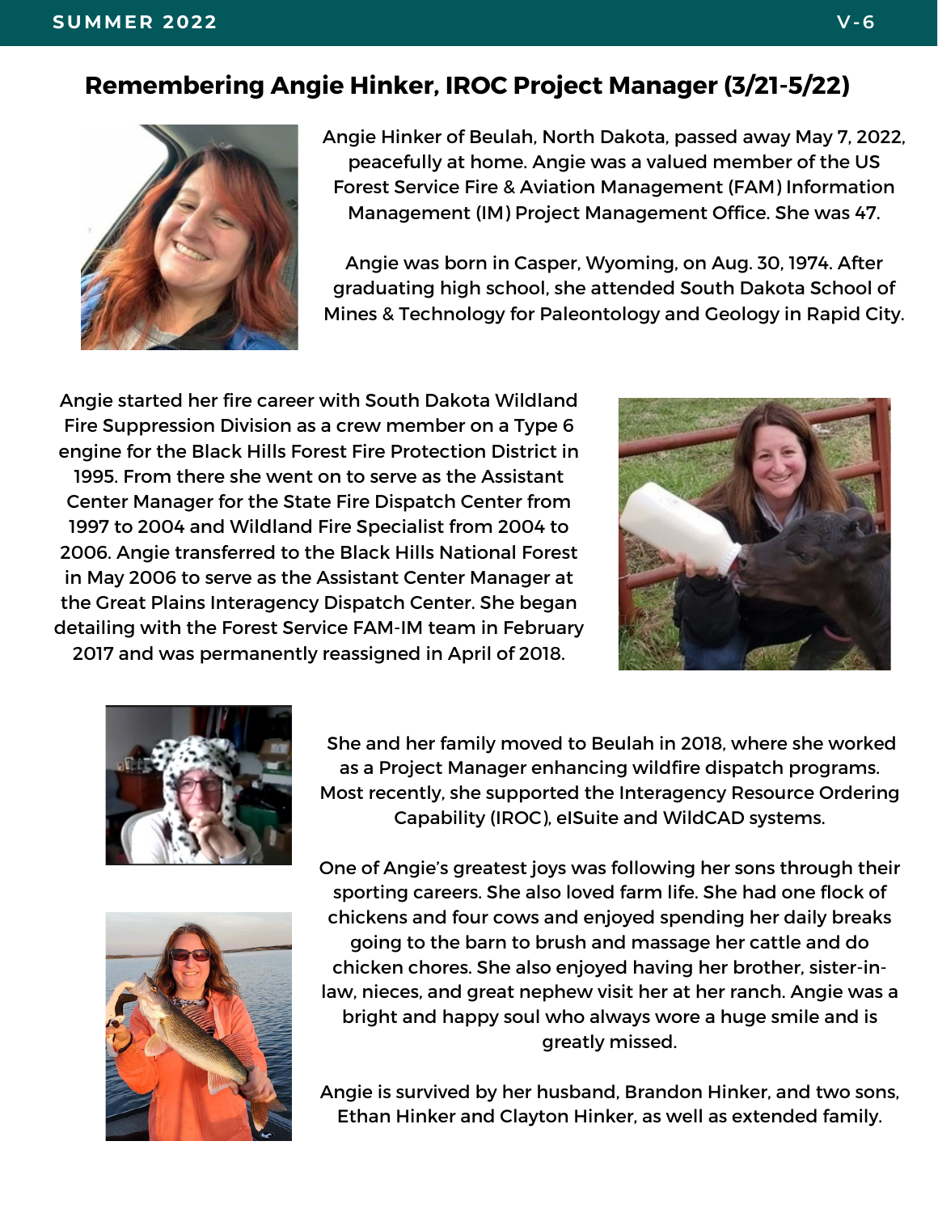## Remembering Angie Hinker, IROC Project Manager (3/21-5/22)

Angie Hinker of Beulah, North Dakota, passed away May 7, 2022, peacefully at home. Angie was a valued member of the US Forest Service Fire & Aviation Management (FAM) Information Management (IM) Project Management Office. She was 47.

Angie was born in Casper, Wyoming, on Aug. 30, 1974. After graduating high school, she attended South Dakota School of Mines & Technology for Paleontology and Geology in Rapid City.

Angie started her fire career with South Dakota Wildland Fire Suppression Division as a crew member on a Type 6 engine for the Black Hills Forest Fire Protection District in 1995. From there she went on to serve as the Assistant Center Manager for the State Fire Dispatch Center from 1997 to 2004 and Wildland Fire Specialist from 2004 to 2006. Angie transferred to the Black Hills National Forest in May 2006 to serve as the Assistant Center Manager at the Great Plains Interagency Dispatch Center. She began detailing with the Forest Service FAM-IM team in February 2017 and was permanently reassigned in April of 2018.

She and her family moved to Beulah in 2018, where she worked as a Project Manager enhancing wildfire dispatch programs. Most recently, she supported the Interagency Resource Ordering Capability (IROC), eISuite and WildCAD systems.

One of Angie's greatest joys was following her sons through their sporting careers. She also loved farm life. She had one flock of chickens and four cows and enjoyed spending her daily breaks going to the barn to brush and massage her cattle and do chicken chores. She also enjoyed having her brother, sister-in-law, nieces, and great nephew visit her at her ranch. Angie was a bright and happy soul who always wore a huge smile and is greatly missed.

Angie is survived by her husband, Brandon Hinker, and two sons, Ethan Hinker and Clayton Hinker, as well as extended family.